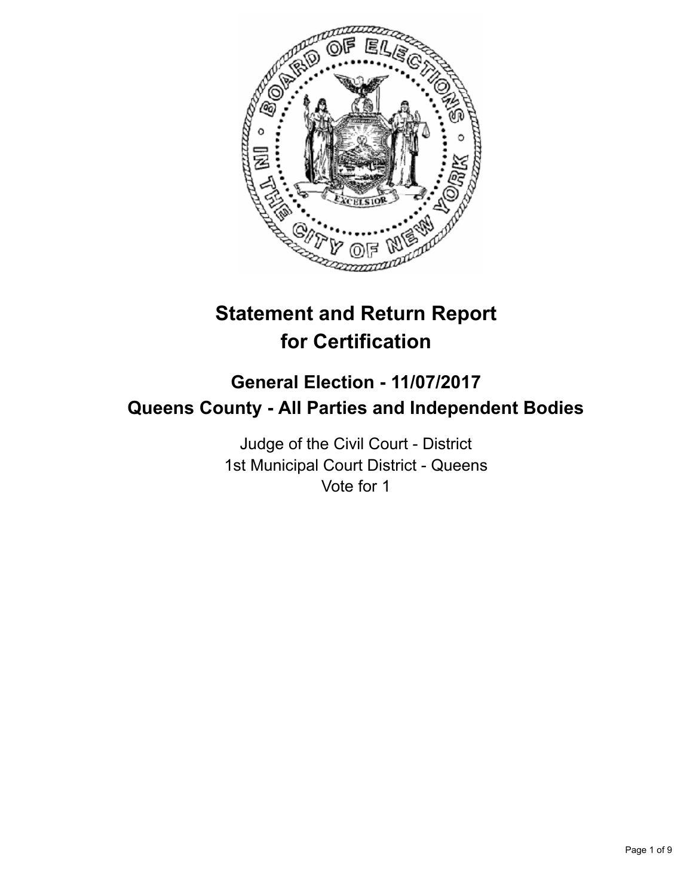# Statement and Return Report for Certification

## General Election - 11/07/2017
## Queens County - All Parties and Independent Bodies

Judge of the Civil Court - District
1st Municipal Court District - Queens
Vote for 1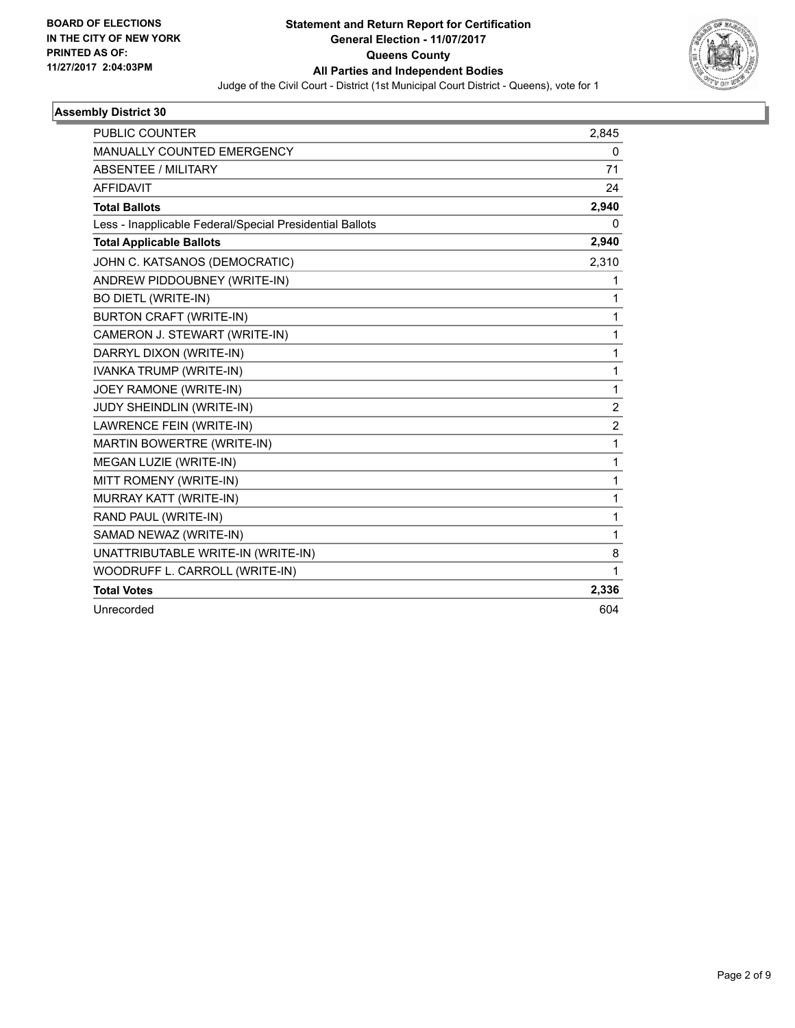**BOARD OF ELECTIONS IN THE CITY OF NEW YORK PRINTED AS OF: 11/27/2017 2:04:03PM**

# Statement and Return Report for Certification
## General Election - 11/07/2017
## Queens County
## All Parties and Independent Bodies

Judge of the Civil Court - District (1st Municipal Court District - Queens), vote for 1

### Assembly District 30

| | |
|---|---|
| PUBLIC COUNTER | 2,845 |
| MANUALLY COUNTED EMERGENCY | 0 |
| ABSENTEE / MILITARY | 71 |
| AFFIDAVIT | 24 |
| **Total Ballots** | **2,940** |
| Less - Inapplicable Federal/Special Presidential Ballots | 0 |
| **Total Applicable Ballots** | **2,940** |
| JOHN C. KATSANOS (DEMOCRATIC) | 2,310 |
| ANDREW PIDDOUBNEY (WRITE-IN) | 1 |
| BO DIETL (WRITE-IN) | 1 |
| BURTON CRAFT (WRITE-IN) | 1 |
| CAMERON J. STEWART (WRITE-IN) | 1 |
| DARRYL DIXON (WRITE-IN) | 1 |
| IVANKA TRUMP (WRITE-IN) | 1 |
| JOEY RAMONE (WRITE-IN) | 1 |
| JUDY SHEINDLIN (WRITE-IN) | 2 |
| LAWRENCE FEIN (WRITE-IN) | 2 |
| MARTIN BOWERTRE (WRITE-IN) | 1 |
| MEGAN LUZIE (WRITE-IN) | 1 |
| MITT ROMENY (WRITE-IN) | 1 |
| MURRAY KATT (WRITE-IN) | 1 |
| RAND PAUL (WRITE-IN) | 1 |
| SAMAD NEWAZ (WRITE-IN) | 1 |
| UNATTRIBUTABLE WRITE-IN (WRITE-IN) | 8 |
| WOODRUFF L. CARROLL (WRITE-IN) | 1 |
| **Total Votes** | **2,336** |
| Unrecorded | 604 |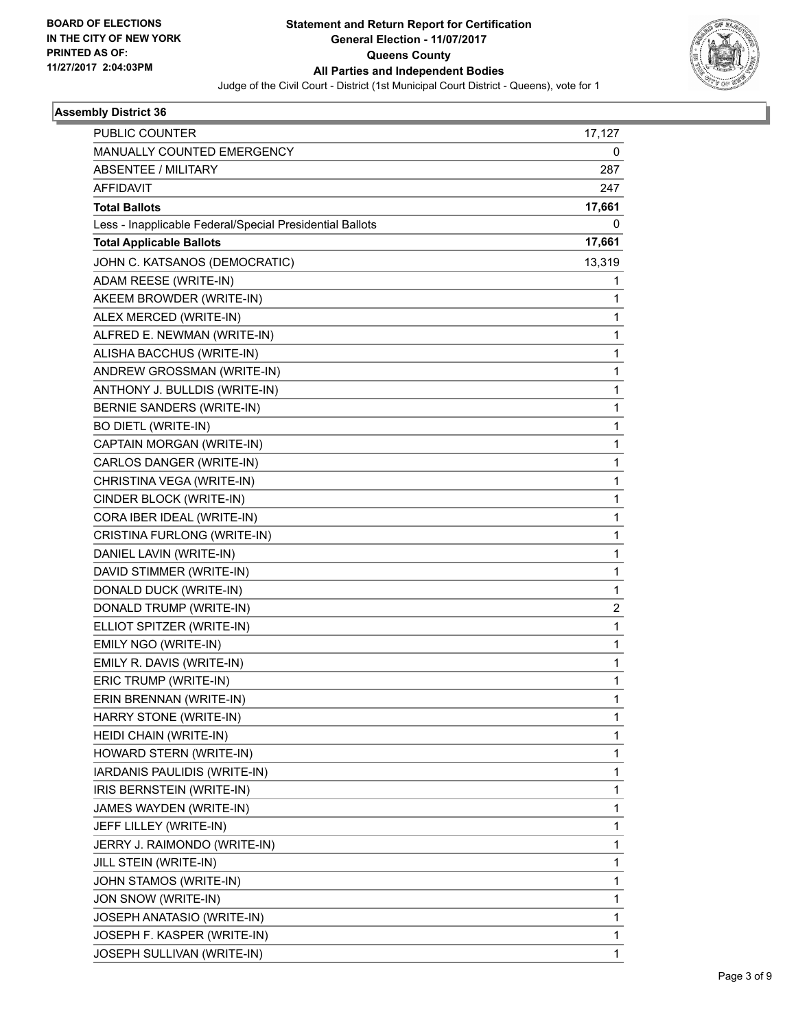BOARD OF ELECTIONS
IN THE CITY OF NEW YORK
PRINTED AS OF:
11/27/2017 2:04:03PM

**Statement and Return Report for Certification**
**General Election - 11/07/2017**
**Queens County**
**All Parties and Independent Bodies**
Judge of the Civil Court - District (1st Municipal Court District - Queens), vote for 1

### Assembly District 36

| | |
|---|---|
| PUBLIC COUNTER | 17,127 |
| MANUALLY COUNTED EMERGENCY | 0 |
| ABSENTEE / MILITARY | 287 |
| AFFIDAVIT | 247 |
| **Total Ballots** | **17,661** |
| Less - Inapplicable Federal/Special Presidential Ballots | 0 |
| **Total Applicable Ballots** | **17,661** |
| JOHN C. KATSANOS (DEMOCRATIC) | 13,319 |
| ADAM REESE (WRITE-IN) | 1 |
| AKEEM BROWDER (WRITE-IN) | 1 |
| ALEX MERCED (WRITE-IN) | 1 |
| ALFRED E. NEWMAN (WRITE-IN) | 1 |
| ALISHA BACCHUS (WRITE-IN) | 1 |
| ANDREW GROSSMAN (WRITE-IN) | 1 |
| ANTHONY J. BULLDIS (WRITE-IN) | 1 |
| BERNIE SANDERS (WRITE-IN) | 1 |
| BO DIETL (WRITE-IN) | 1 |
| CAPTAIN MORGAN (WRITE-IN) | 1 |
| CARLOS DANGER (WRITE-IN) | 1 |
| CHRISTINA VEGA (WRITE-IN) | 1 |
| CINDER BLOCK (WRITE-IN) | 1 |
| CORA IBER IDEAL (WRITE-IN) | 1 |
| CRISTINA FURLONG (WRITE-IN) | 1 |
| DANIEL LAVIN (WRITE-IN) | 1 |
| DAVID STIMMER (WRITE-IN) | 1 |
| DONALD DUCK (WRITE-IN) | 1 |
| DONALD TRUMP (WRITE-IN) | 2 |
| ELLIOT SPITZER (WRITE-IN) | 1 |
| EMILY NGO (WRITE-IN) | 1 |
| EMILY R. DAVIS (WRITE-IN) | 1 |
| ERIC TRUMP (WRITE-IN) | 1 |
| ERIN BRENNAN (WRITE-IN) | 1 |
| HARRY STONE (WRITE-IN) | 1 |
| HEIDI CHAIN (WRITE-IN) | 1 |
| HOWARD STERN (WRITE-IN) | 1 |
| IARDANIS PAULIDIS (WRITE-IN) | 1 |
| IRIS BERNSTEIN (WRITE-IN) | 1 |
| JAMES WAYDEN (WRITE-IN) | 1 |
| JEFF LILLEY (WRITE-IN) | 1 |
| JERRY J. RAIMONDO (WRITE-IN) | 1 |
| JILL STEIN (WRITE-IN) | 1 |
| JOHN STAMOS (WRITE-IN) | 1 |
| JON SNOW (WRITE-IN) | 1 |
| JOSEPH ANATASIO (WRITE-IN) | 1 |
| JOSEPH F. KASPER (WRITE-IN) | 1 |
| JOSEPH SULLIVAN (WRITE-IN) | 1 |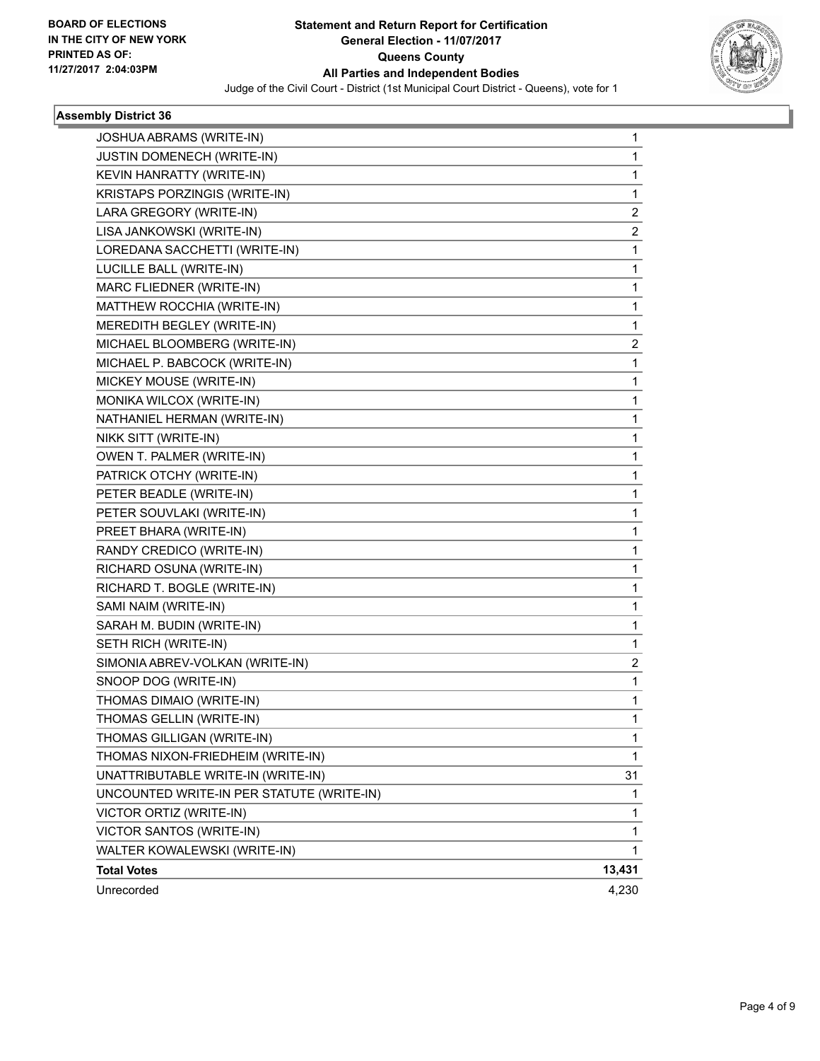**BOARD OF ELECTIONS IN THE CITY OF NEW YORK PRINTED AS OF: 11/27/2017 2:04:03PM**

# Statement and Return Report for Certification
## General Election - 11/07/2017
## Queens County
## All Parties and Independent Bodies

Judge of the Civil Court - District (1st Municipal Court District - Queens), vote for 1

### Assembly District 36

| Candidate | Votes |
|---|---|
| JOSHUA ABRAMS (WRITE-IN) | 1 |
| JUSTIN DOMENECH (WRITE-IN) | 1 |
| KEVIN HANRATTY (WRITE-IN) | 1 |
| KRISTAPS PORZINGIS (WRITE-IN) | 1 |
| LARA GREGORY (WRITE-IN) | 2 |
| LISA JANKOWSKI (WRITE-IN) | 2 |
| LOREDANA SACCHETTI (WRITE-IN) | 1 |
| LUCILLE BALL (WRITE-IN) | 1 |
| MARC FLIEDNER (WRITE-IN) | 1 |
| MATTHEW ROCCHIA (WRITE-IN) | 1 |
| MEREDITH BEGLEY (WRITE-IN) | 1 |
| MICHAEL BLOOMBERG (WRITE-IN) | 2 |
| MICHAEL P. BABCOCK (WRITE-IN) | 1 |
| MICKEY MOUSE (WRITE-IN) | 1 |
| MONIKA WILCOX (WRITE-IN) | 1 |
| NATHANIEL HERMAN (WRITE-IN) | 1 |
| NIKK SITT (WRITE-IN) | 1 |
| OWEN T. PALMER (WRITE-IN) | 1 |
| PATRICK OTCHY (WRITE-IN) | 1 |
| PETER BEADLE (WRITE-IN) | 1 |
| PETER SOUVLAKI (WRITE-IN) | 1 |
| PREET BHARA (WRITE-IN) | 1 |
| RANDY CREDICO (WRITE-IN) | 1 |
| RICHARD OSUNA (WRITE-IN) | 1 |
| RICHARD T. BOGLE (WRITE-IN) | 1 |
| SAMI NAIM (WRITE-IN) | 1 |
| SARAH M. BUDIN (WRITE-IN) | 1 |
| SETH RICH (WRITE-IN) | 1 |
| SIMONIA ABREV-VOLKAN (WRITE-IN) | 2 |
| SNOOP DOG (WRITE-IN) | 1 |
| THOMAS DIMAIO (WRITE-IN) | 1 |
| THOMAS GELLIN (WRITE-IN) | 1 |
| THOMAS GILLIGAN (WRITE-IN) | 1 |
| THOMAS NIXON-FRIEDHEIM (WRITE-IN) | 1 |
| UNATTRIBUTABLE WRITE-IN (WRITE-IN) | 31 |
| UNCOUNTED WRITE-IN PER STATUTE (WRITE-IN) | 1 |
| VICTOR ORTIZ (WRITE-IN) | 1 |
| VICTOR SANTOS (WRITE-IN) | 1 |
| WALTER KOWALEWSKI (WRITE-IN) | 1 |
| **Total Votes** | **13,431** |
| Unrecorded | 4,230 |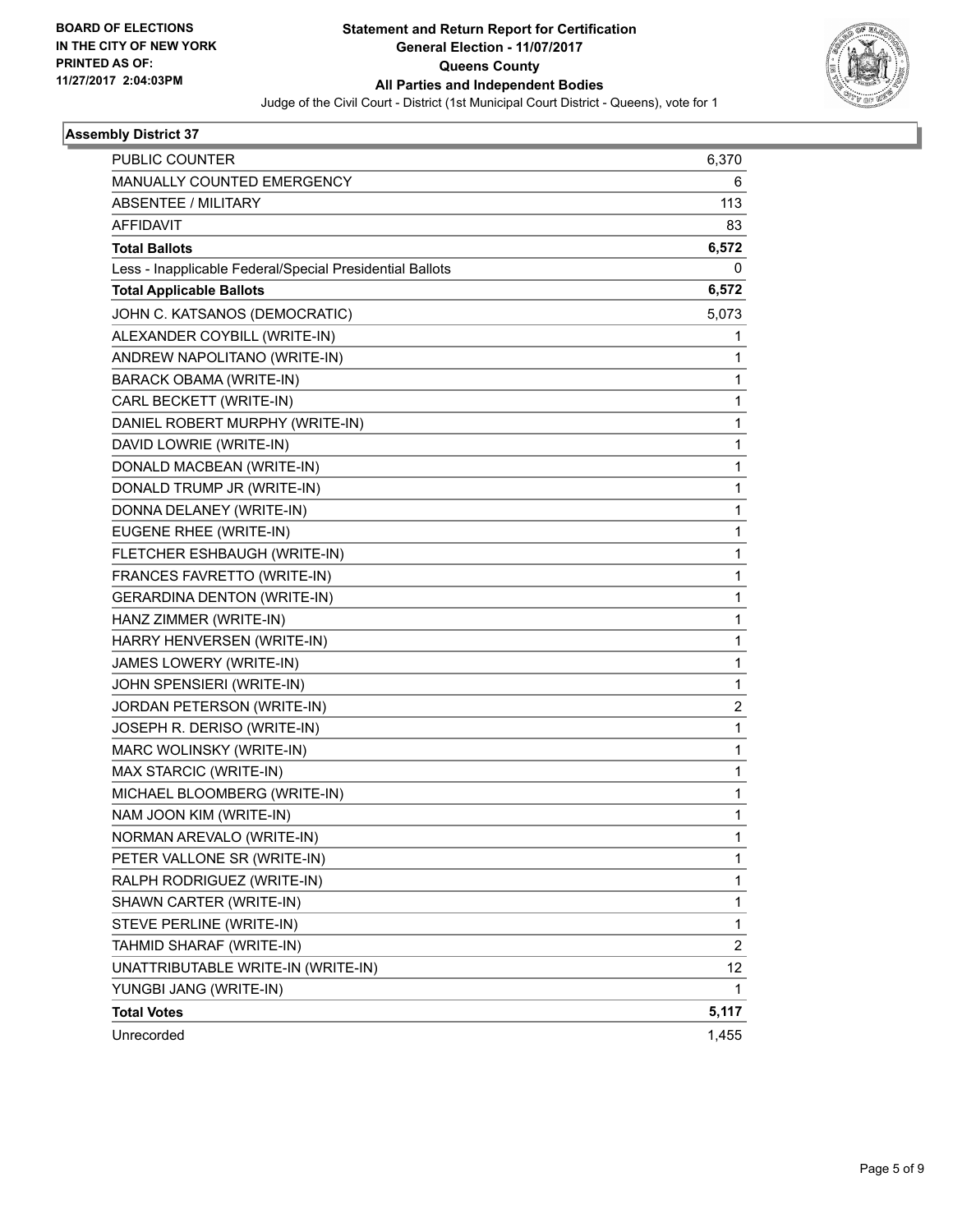**BOARD OF ELECTIONS IN THE CITY OF NEW YORK PRINTED AS OF: 11/27/2017 2:04:03PM**

# Statement and Return Report for Certification
## General Election - 11/07/2017
## Queens County
## All Parties and Independent Bodies

Judge of the Civil Court - District (1st Municipal Court District - Queens), vote for 1

### Assembly District 37

| | |
|---|---|
| PUBLIC COUNTER | 6,370 |
| MANUALLY COUNTED EMERGENCY | 6 |
| ABSENTEE / MILITARY | 113 |
| AFFIDAVIT | 83 |
| **Total Ballots** | **6,572** |
| Less - Inapplicable Federal/Special Presidential Ballots | 0 |
| **Total Applicable Ballots** | **6,572** |
| JOHN C. KATSANOS (DEMOCRATIC) | 5,073 |
| ALEXANDER COYBILL (WRITE-IN) | 1 |
| ANDREW NAPOLITANO (WRITE-IN) | 1 |
| BARACK OBAMA (WRITE-IN) | 1 |
| CARL BECKETT (WRITE-IN) | 1 |
| DANIEL ROBERT MURPHY (WRITE-IN) | 1 |
| DAVID LOWRIE (WRITE-IN) | 1 |
| DONALD MACBEAN (WRITE-IN) | 1 |
| DONALD TRUMP JR (WRITE-IN) | 1 |
| DONNA DELANEY (WRITE-IN) | 1 |
| EUGENE RHEE (WRITE-IN) | 1 |
| FLETCHER ESHBAUGH (WRITE-IN) | 1 |
| FRANCES FAVRETTO (WRITE-IN) | 1 |
| GERARDINA DENTON (WRITE-IN) | 1 |
| HANZ ZIMMER (WRITE-IN) | 1 |
| HARRY HENVERSEN (WRITE-IN) | 1 |
| JAMES LOWERY (WRITE-IN) | 1 |
| JOHN SPENSIERI (WRITE-IN) | 1 |
| JORDAN PETERSON (WRITE-IN) | 2 |
| JOSEPH R. DERISO (WRITE-IN) | 1 |
| MARC WOLINSKY (WRITE-IN) | 1 |
| MAX STARCIC (WRITE-IN) | 1 |
| MICHAEL BLOOMBERG (WRITE-IN) | 1 |
| NAM JOON KIM (WRITE-IN) | 1 |
| NORMAN AREVALO (WRITE-IN) | 1 |
| PETER VALLONE SR (WRITE-IN) | 1 |
| RALPH RODRIGUEZ (WRITE-IN) | 1 |
| SHAWN CARTER (WRITE-IN) | 1 |
| STEVE PERLINE (WRITE-IN) | 1 |
| TAHMID SHARAF (WRITE-IN) | 2 |
| UNATTRIBUTABLE WRITE-IN (WRITE-IN) | 12 |
| YUNGBI JANG (WRITE-IN) | 1 |
| **Total Votes** | **5,117** |
| Unrecorded | 1,455 |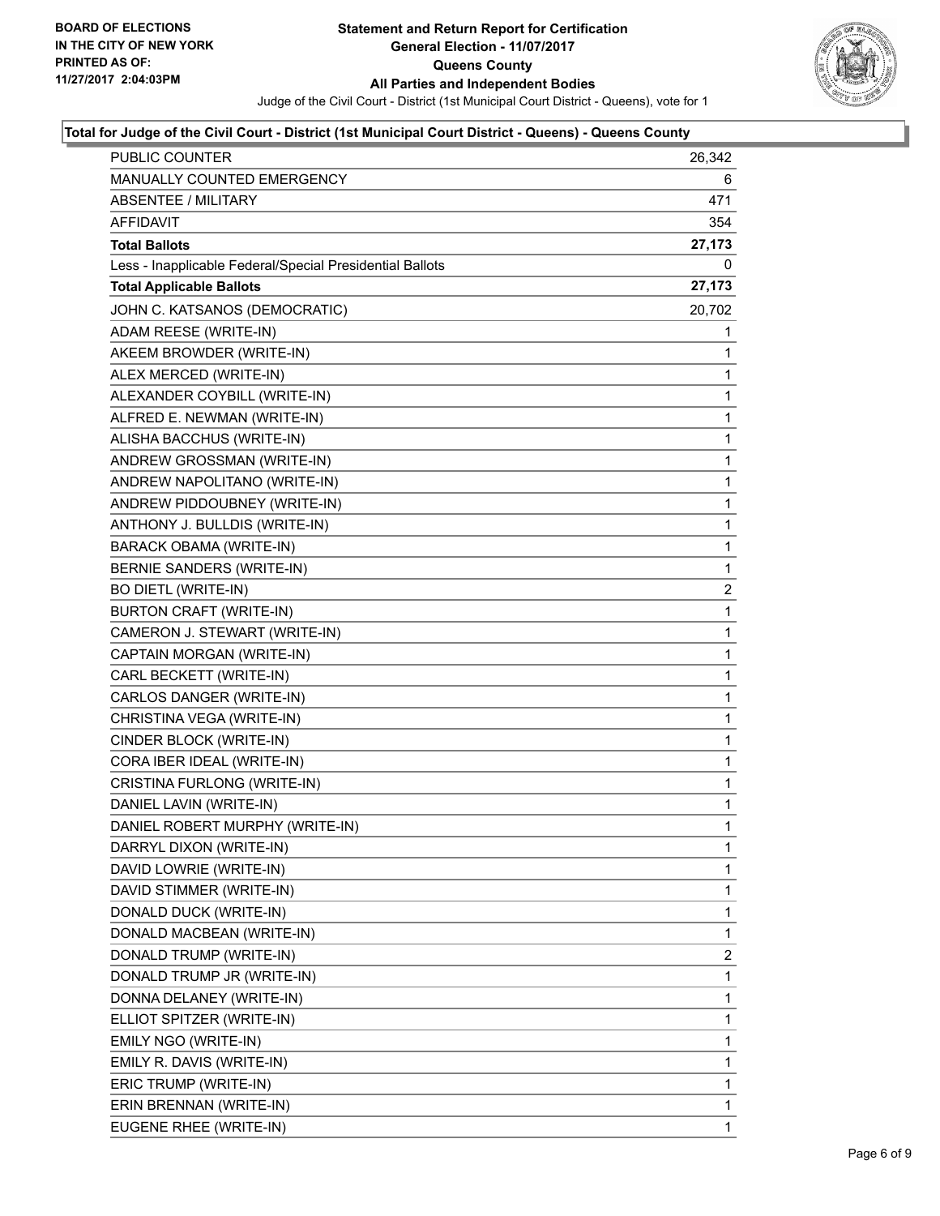**BOARD OF ELECTIONS IN THE CITY OF NEW YORK PRINTED AS OF: 11/27/2017 2:04:03PM**

**Statement and Return Report for Certification General Election - 11/07/2017 Queens County All Parties and Independent Bodies**

Judge of the Civil Court - District (1st Municipal Court District - Queens), vote for 1

**Total for Judge of the Civil Court - District (1st Municipal Court District - Queens) - Queens County**

| | |
|---|---|
| PUBLIC COUNTER | 26,342 |
| MANUALLY COUNTED EMERGENCY | 6 |
| ABSENTEE / MILITARY | 471 |
| AFFIDAVIT | 354 |
| **Total Ballots** | **27,173** |
| Less - Inapplicable Federal/Special Presidential Ballots | 0 |
| **Total Applicable Ballots** | **27,173** |
| JOHN C. KATSANOS (DEMOCRATIC) | 20,702 |
| ADAM REESE (WRITE-IN) | 1 |
| AKEEM BROWDER (WRITE-IN) | 1 |
| ALEX MERCED (WRITE-IN) | 1 |
| ALEXANDER COYBILL (WRITE-IN) | 1 |
| ALFRED E. NEWMAN (WRITE-IN) | 1 |
| ALISHA BACCHUS (WRITE-IN) | 1 |
| ANDREW GROSSMAN (WRITE-IN) | 1 |
| ANDREW NAPOLITANO (WRITE-IN) | 1 |
| ANDREW PIDDOUBNEY (WRITE-IN) | 1 |
| ANTHONY J. BULLDIS (WRITE-IN) | 1 |
| BARACK OBAMA (WRITE-IN) | 1 |
| BERNIE SANDERS (WRITE-IN) | 1 |
| BO DIETL (WRITE-IN) | 2 |
| BURTON CRAFT (WRITE-IN) | 1 |
| CAMERON J. STEWART (WRITE-IN) | 1 |
| CAPTAIN MORGAN (WRITE-IN) | 1 |
| CARL BECKETT (WRITE-IN) | 1 |
| CARLOS DANGER (WRITE-IN) | 1 |
| CHRISTINA VEGA (WRITE-IN) | 1 |
| CINDER BLOCK (WRITE-IN) | 1 |
| CORA IBER IDEAL (WRITE-IN) | 1 |
| CRISTINA FURLONG (WRITE-IN) | 1 |
| DANIEL LAVIN (WRITE-IN) | 1 |
| DANIEL ROBERT MURPHY (WRITE-IN) | 1 |
| DARRYL DIXON (WRITE-IN) | 1 |
| DAVID LOWRIE (WRITE-IN) | 1 |
| DAVID STIMMER (WRITE-IN) | 1 |
| DONALD DUCK (WRITE-IN) | 1 |
| DONALD MACBEAN (WRITE-IN) | 1 |
| DONALD TRUMP (WRITE-IN) | 2 |
| DONALD TRUMP JR (WRITE-IN) | 1 |
| DONNA DELANEY (WRITE-IN) | 1 |
| ELLIOT SPITZER (WRITE-IN) | 1 |
| EMILY NGO (WRITE-IN) | 1 |
| EMILY R. DAVIS (WRITE-IN) | 1 |
| ERIC TRUMP (WRITE-IN) | 1 |
| ERIN BRENNAN (WRITE-IN) | 1 |
| EUGENE RHEE (WRITE-IN) | 1 |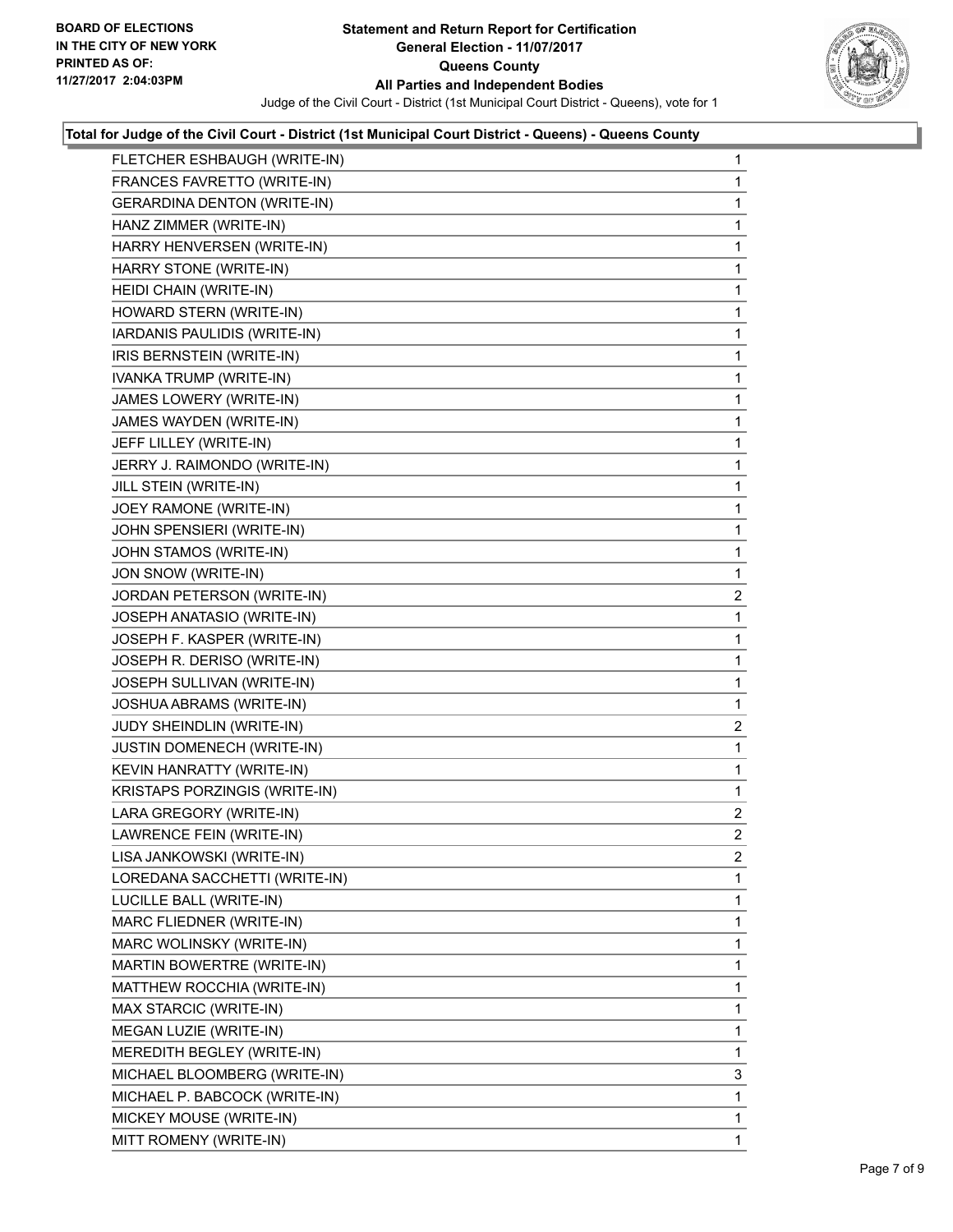**BOARD OF ELECTIONS IN THE CITY OF NEW YORK PRINTED AS OF: 11/27/2017 2:04:03PM**

# Statement and Return Report for Certification
## General Election - 11/07/2017
## Queens County
## All Parties and Independent Bodies

Judge of the Civil Court - District (1st Municipal Court District - Queens), vote for 1

### Total for Judge of the Civil Court - District (1st Municipal Court District - Queens) - Queens County

| | |
|---|---|
| FLETCHER ESHBAUGH (WRITE-IN) | 1 |
| FRANCES FAVRETTO (WRITE-IN) | 1 |
| GERARDINA DENTON (WRITE-IN) | 1 |
| HANZ ZIMMER (WRITE-IN) | 1 |
| HARRY HENVERSEN (WRITE-IN) | 1 |
| HARRY STONE (WRITE-IN) | 1 |
| HEIDI CHAIN (WRITE-IN) | 1 |
| HOWARD STERN (WRITE-IN) | 1 |
| IARDANIS PAULIDIS (WRITE-IN) | 1 |
| IRIS BERNSTEIN (WRITE-IN) | 1 |
| IVANKA TRUMP (WRITE-IN) | 1 |
| JAMES LOWERY (WRITE-IN) | 1 |
| JAMES WAYDEN (WRITE-IN) | 1 |
| JEFF LILLEY (WRITE-IN) | 1 |
| JERRY J. RAIMONDO (WRITE-IN) | 1 |
| JILL STEIN (WRITE-IN) | 1 |
| JOEY RAMONE (WRITE-IN) | 1 |
| JOHN SPENSIERI (WRITE-IN) | 1 |
| JOHN STAMOS (WRITE-IN) | 1 |
| JON SNOW (WRITE-IN) | 1 |
| JORDAN PETERSON (WRITE-IN) | 2 |
| JOSEPH ANATASIO (WRITE-IN) | 1 |
| JOSEPH F. KASPER (WRITE-IN) | 1 |
| JOSEPH R. DERISO (WRITE-IN) | 1 |
| JOSEPH SULLIVAN (WRITE-IN) | 1 |
| JOSHUA ABRAMS (WRITE-IN) | 1 |
| JUDY SHEINDLIN (WRITE-IN) | 2 |
| JUSTIN DOMENECH (WRITE-IN) | 1 |
| KEVIN HANRATTY (WRITE-IN) | 1 |
| KRISTAPS PORZINGIS (WRITE-IN) | 1 |
| LARA GREGORY (WRITE-IN) | 2 |
| LAWRENCE FEIN (WRITE-IN) | 2 |
| LISA JANKOWSKI (WRITE-IN) | 2 |
| LOREDANA SACCHETTI (WRITE-IN) | 1 |
| LUCILLE BALL (WRITE-IN) | 1 |
| MARC FLIEDNER (WRITE-IN) | 1 |
| MARC WOLINSKY (WRITE-IN) | 1 |
| MARTIN BOWERTRE (WRITE-IN) | 1 |
| MATTHEW ROCCHIA (WRITE-IN) | 1 |
| MAX STARCIC (WRITE-IN) | 1 |
| MEGAN LUZIE (WRITE-IN) | 1 |
| MEREDITH BEGLEY (WRITE-IN) | 1 |
| MICHAEL BLOOMBERG (WRITE-IN) | 3 |
| MICHAEL P. BABCOCK (WRITE-IN) | 1 |
| MICKEY MOUSE (WRITE-IN) | 1 |
| MITT ROMENY (WRITE-IN) | 1 |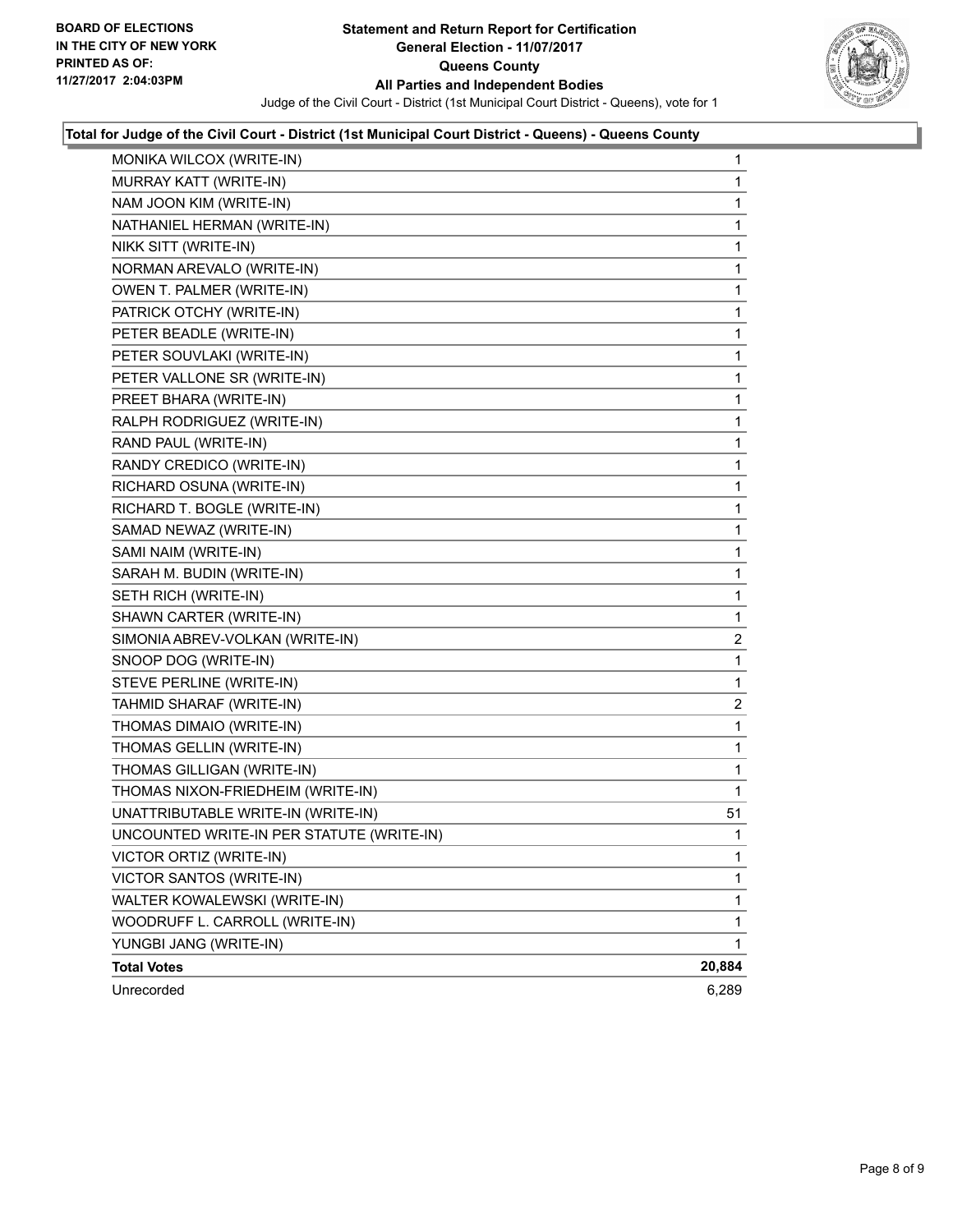**BOARD OF ELECTIONS IN THE CITY OF NEW YORK PRINTED AS OF: 11/27/2017 2:04:03PM**

# Statement and Return Report for Certification
## General Election - 11/07/2017
## Queens County
## All Parties and Independent Bodies

Judge of the Civil Court - District (1st Municipal Court District - Queens), vote for 1

### Total for Judge of the Civil Court - District (1st Municipal Court District - Queens) - Queens County

| Candidate | Votes |
|---|---|
| MONIKA WILCOX (WRITE-IN) | 1 |
| MURRAY KATT (WRITE-IN) | 1 |
| NAM JOON KIM (WRITE-IN) | 1 |
| NATHANIEL HERMAN (WRITE-IN) | 1 |
| NIKK SITT (WRITE-IN) | 1 |
| NORMAN AREVALO (WRITE-IN) | 1 |
| OWEN T. PALMER (WRITE-IN) | 1 |
| PATRICK OTCHY (WRITE-IN) | 1 |
| PETER BEADLE (WRITE-IN) | 1 |
| PETER SOUVLAKI (WRITE-IN) | 1 |
| PETER VALLONE SR (WRITE-IN) | 1 |
| PREET BHARA (WRITE-IN) | 1 |
| RALPH RODRIGUEZ (WRITE-IN) | 1 |
| RAND PAUL (WRITE-IN) | 1 |
| RANDY CREDICO (WRITE-IN) | 1 |
| RICHARD OSUNA (WRITE-IN) | 1 |
| RICHARD T. BOGLE (WRITE-IN) | 1 |
| SAMAD NEWAZ (WRITE-IN) | 1 |
| SAMI NAIM (WRITE-IN) | 1 |
| SARAH M. BUDIN (WRITE-IN) | 1 |
| SETH RICH (WRITE-IN) | 1 |
| SHAWN CARTER (WRITE-IN) | 1 |
| SIMONIA ABREV-VOLKAN (WRITE-IN) | 2 |
| SNOOP DOG (WRITE-IN) | 1 |
| STEVE PERLINE (WRITE-IN) | 1 |
| TAHMID SHARAF (WRITE-IN) | 2 |
| THOMAS DIMAIO (WRITE-IN) | 1 |
| THOMAS GELLIN (WRITE-IN) | 1 |
| THOMAS GILLIGAN (WRITE-IN) | 1 |
| THOMAS NIXON-FRIEDHEIM (WRITE-IN) | 1 |
| UNATTRIBUTABLE WRITE-IN (WRITE-IN) | 51 |
| UNCOUNTED WRITE-IN PER STATUTE (WRITE-IN) | 1 |
| VICTOR ORTIZ (WRITE-IN) | 1 |
| VICTOR SANTOS (WRITE-IN) | 1 |
| WALTER KOWALEWSKI (WRITE-IN) | 1 |
| WOODRUFF L. CARROLL (WRITE-IN) | 1 |
| YUNGBI JANG (WRITE-IN) | 1 |
| **Total Votes** | **20,884** |
| Unrecorded | 6,289 |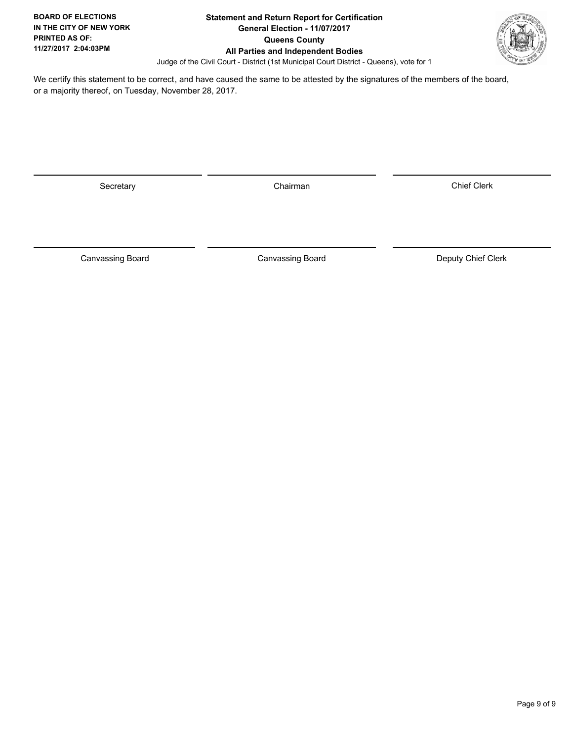We certify this statement to be correct, and have caused the same to be attested by the signatures of the members of the board, or a majority thereof, on Tuesday, November 28, 2017.

| | | |
|---|---|---|
| Secretary | Chairman | Chief Clerk |
| Canvassing Board | Canvassing Board | Deputy Chief Clerk |